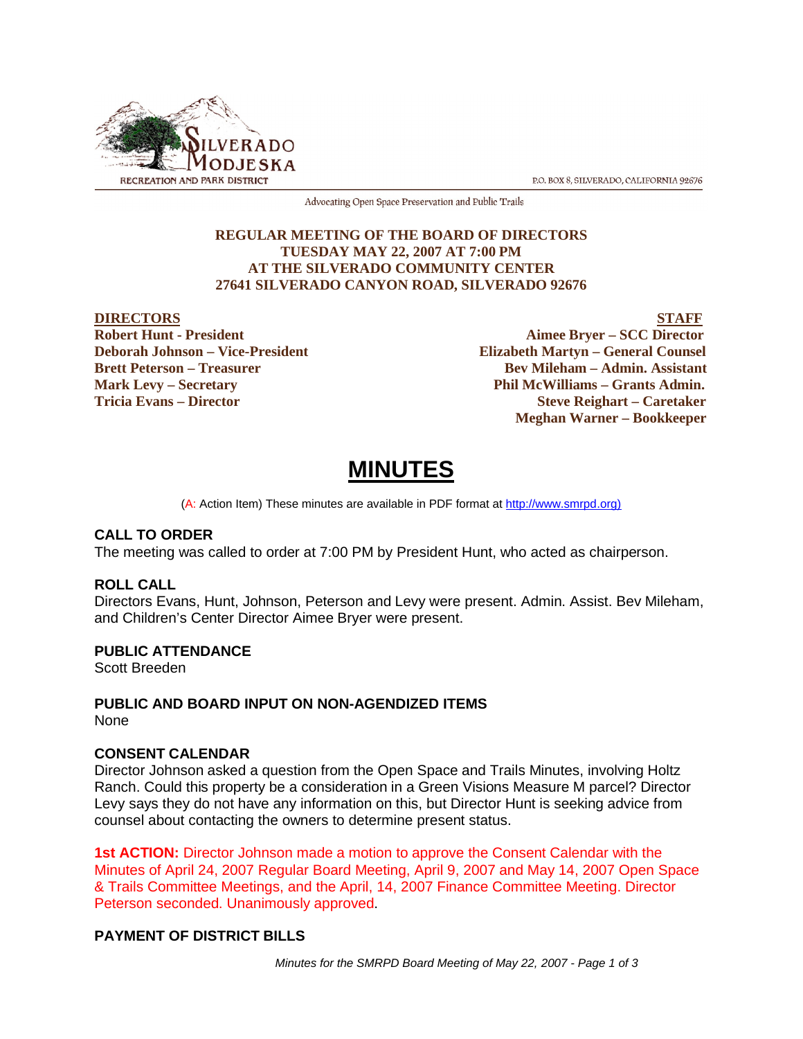SILVERADO MODJESKA RECREATION AND PARK DISTRICT

P.O. BOX 8, SILVERADO, CALIFORNIA 92676

Advocating Open Space Preservation and Public Trails

**REGULAR MEETING OF THE BOARD OF DIRECTORS**
**TUESDAY MAY 22, 2007 AT 7:00 PM**
**AT THE SILVERADO COMMUNITY CENTER**
**27641 SILVERADO CANYON ROAD, SILVERADO 92676**

**DIRECTORS**
**Robert Hunt - President**
**Deborah Johnson – Vice-President**
**Brett Peterson – Treasurer**
**Mark Levy – Secretary**
**Tricia Evans – Director**

**STAFF**
**Aimee Bryer – SCC Director**
**Elizabeth Martyn – General Counsel**
**Bev Mileham – Admin. Assistant**
**Phil McWilliams – Grants Admin.**
**Steve Reighart – Caretaker**
**Meghan Warner – Bookkeeper**

# MINUTES

(A: Action Item) These minutes are available in PDF format at http://www.smrpd.org)

### CALL TO ORDER

The meeting was called to order at 7:00 PM by President Hunt, who acted as chairperson.

### ROLL CALL

Directors Evans, Hunt, Johnson, Peterson and Levy were present. Admin. Assist. Bev Mileham, and Children's Center Director Aimee Bryer were present.

### PUBLIC ATTENDANCE

Scott Breeden

### PUBLIC AND BOARD INPUT ON NON-AGENDIZED ITEMS

None

### CONSENT CALENDAR

Director Johnson asked a question from the Open Space and Trails Minutes, involving Holtz Ranch. Could this property be a consideration in a Green Visions Measure M parcel? Director Levy says they do not have any information on this, but Director Hunt is seeking advice from counsel about contacting the owners to determine present status.

**1st ACTION:** Director Johnson made a motion to approve the Consent Calendar with the Minutes of April 24, 2007 Regular Board Meeting, April 9, 2007 and May 14, 2007 Open Space & Trails Committee Meetings, and the April, 14, 2007 Finance Committee Meeting. Director Peterson seconded. Unanimously approved.

### PAYMENT OF DISTRICT BILLS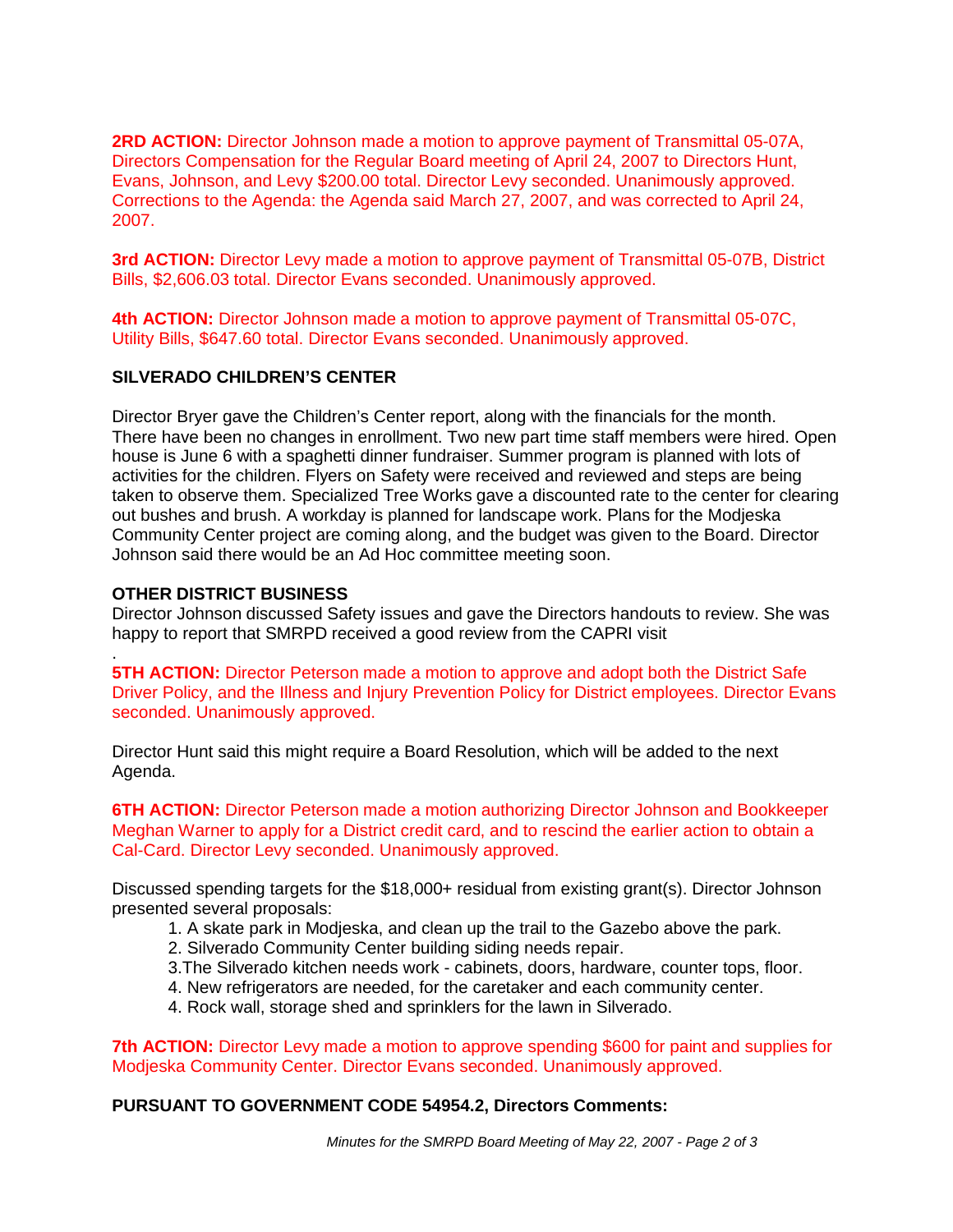**2RD ACTION:** Director Johnson made a motion to approve payment of Transmittal 05-07A, Directors Compensation for the Regular Board meeting of April 24, 2007 to Directors Hunt, Evans, Johnson, and Levy $200.00 total. Director Levy seconded. Unanimously approved. Corrections to the Agenda: the Agenda said March 27, 2007, and was corrected to April 24, 2007.

**3rd ACTION:** Director Levy made a motion to approve payment of Transmittal 05-07B, District Bills, $2,606.03 total. Director Evans seconded. Unanimously approved.

**4th ACTION:** Director Johnson made a motion to approve payment of Transmittal 05-07C, Utility Bills, $647.60 total. Director Evans seconded. Unanimously approved.

**SILVERADO CHILDREN'S CENTER**

Director Bryer gave the Children's Center report, along with the financials for the month. There have been no changes in enrollment. Two new part time staff members were hired. Open house is June 6 with a spaghetti dinner fundraiser. Summer program is planned with lots of activities for the children. Flyers on Safety were received and reviewed and steps are being taken to observe them. Specialized Tree Works gave a discounted rate to the center for clearing out bushes and brush. A workday is planned for landscape work. Plans for the Modjeska Community Center project are coming along, and the budget was given to the Board. Director Johnson said there would be an Ad Hoc committee meeting soon.

**OTHER DISTRICT BUSINESS**

Director Johnson discussed Safety issues and gave the Directors handouts to review. She was happy to report that SMRPD received a good review from the CAPRI visit

.

**5TH ACTION:** Director Peterson made a motion to approve and adopt both the District Safe Driver Policy, and the Illness and Injury Prevention Policy for District employees. Director Evans seconded. Unanimously approved.

Director Hunt said this might require a Board Resolution, which will be added to the next Agenda.

**6TH ACTION:** Director Peterson made a motion authorizing Director Johnson and Bookkeeper Meghan Warner to apply for a District credit card, and to rescind the earlier action to obtain a Cal-Card. Director Levy seconded. Unanimously approved.

Discussed spending targets for the $18,000+ residual from existing grant(s). Director Johnson presented several proposals:

1. A skate park in Modjeska, and clean up the trail to the Gazebo above the park.
2. Silverado Community Center building siding needs repair.
3. The Silverado kitchen needs work - cabinets, doors, hardware, counter tops, floor.
4. New refrigerators are needed, for the caretaker and each community center.
4. Rock wall, storage shed and sprinklers for the lawn in Silverado.

**7th ACTION:** Director Levy made a motion to approve spending $600 for paint and supplies for Modjeska Community Center. Director Evans seconded. Unanimously approved.

**PURSUANT TO GOVERNMENT CODE 54954.2, Directors Comments:**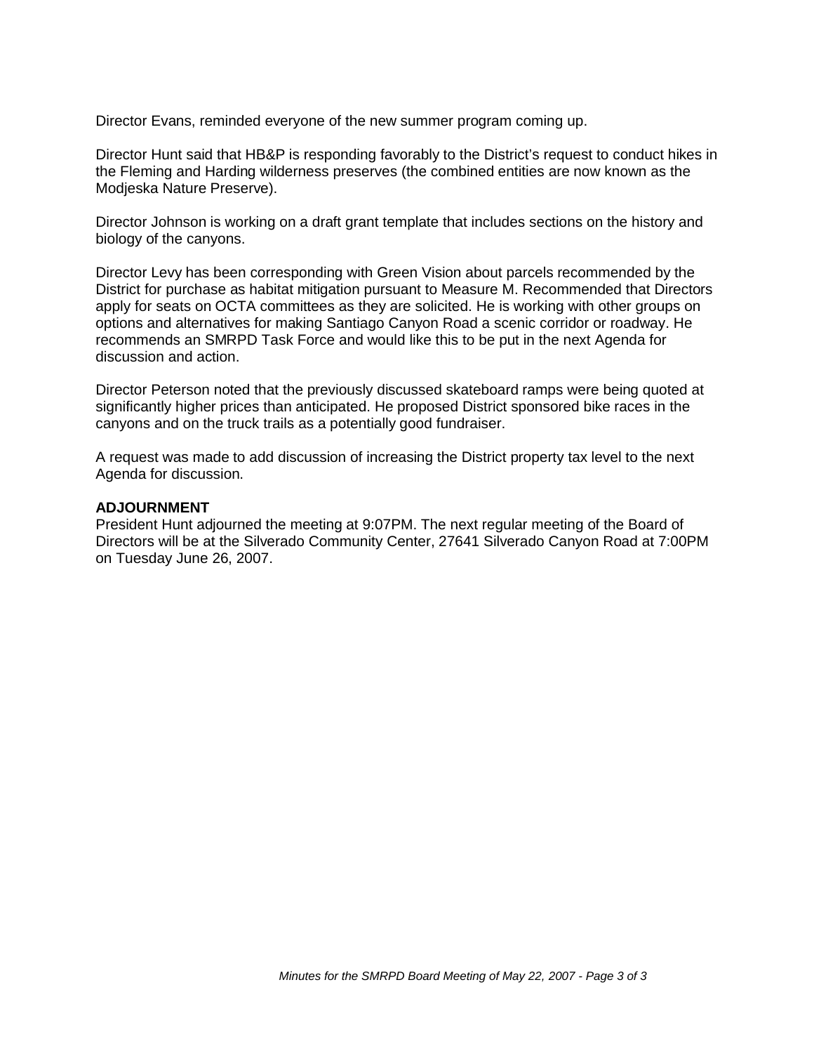Director Evans, reminded everyone of the new summer program coming up.

Director Hunt said that HB&P is responding favorably to the District's request to conduct hikes in the Fleming and Harding wilderness preserves (the combined entities are now known as the Modjeska Nature Preserve).

Director Johnson is working on a draft grant template that includes sections on the history and biology of the canyons.

Director Levy has been corresponding with Green Vision about parcels recommended by the District for purchase as habitat mitigation pursuant to Measure M. Recommended that Directors apply for seats on OCTA committees as they are solicited. He is working with other groups on options and alternatives for making Santiago Canyon Road a scenic corridor or roadway. He recommends an SMRPD Task Force and would like this to be put in the next Agenda for discussion and action.

Director Peterson noted that the previously discussed skateboard ramps were being quoted at significantly higher prices than anticipated. He proposed District sponsored bike races in the canyons and on the truck trails as a potentially good fundraiser.

A request was made to add discussion of increasing the District property tax level to the next Agenda for discussion.

**ADJOURNMENT**

President Hunt adjourned the meeting at 9:07PM. The next regular meeting of the Board of Directors will be at the Silverado Community Center, 27641 Silverado Canyon Road at 7:00PM on Tuesday June 26, 2007.